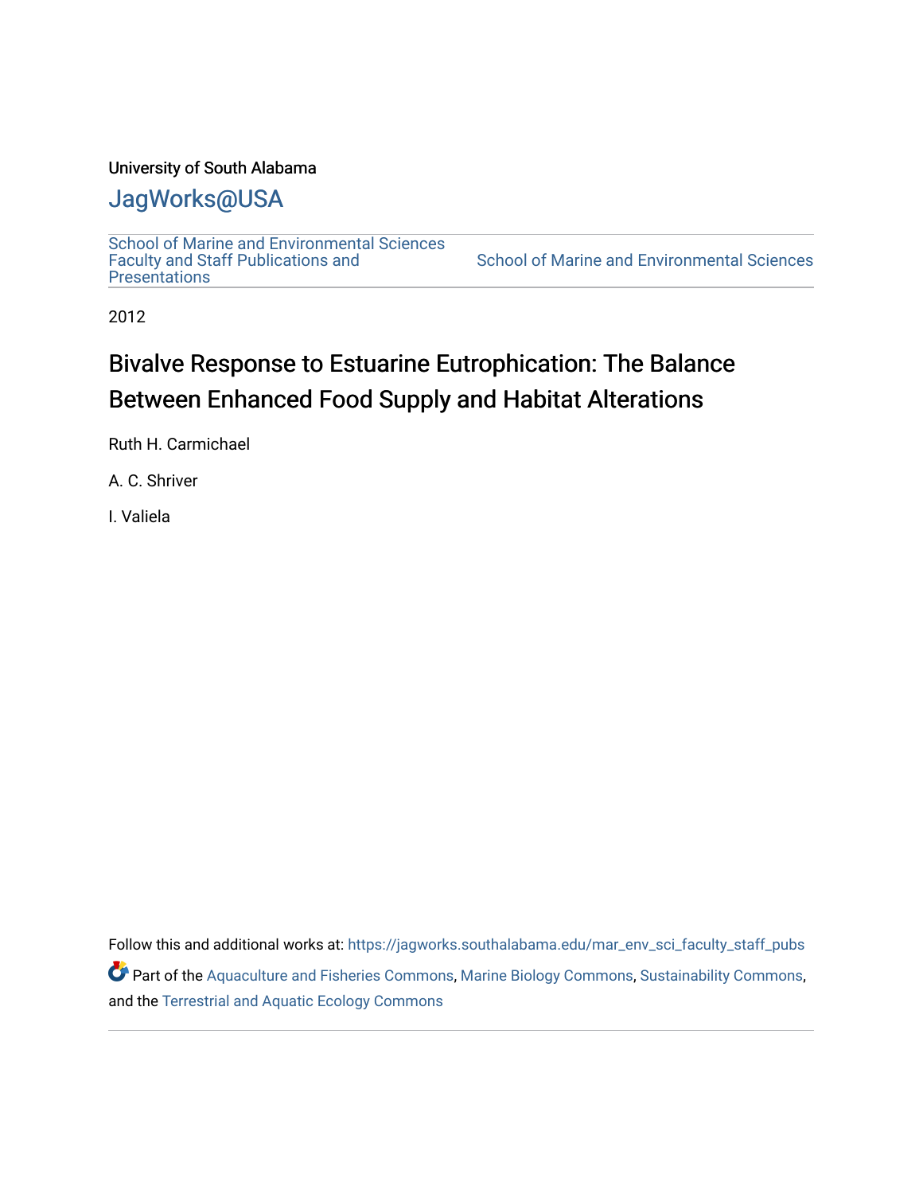University of South Alabama

# JagWorks@USA

School of Marine and Environmental Sciences Faculty and Staff Publications and Presentations | School of Marine and Environmental Sciences

2012

## Bivalve Response to Estuarine Eutrophication: The Balance Between Enhanced Food Supply and Habitat Alterations

Ruth H. Carmichael

A. C. Shriver

I. Valiela

Follow this and additional works at: https://jagworks.southalabama.edu/mar_env_sci_faculty_staff_pubs

Part of the Aquaculture and Fisheries Commons, Marine Biology Commons, Sustainability Commons, and the Terrestrial and Aquatic Ecology Commons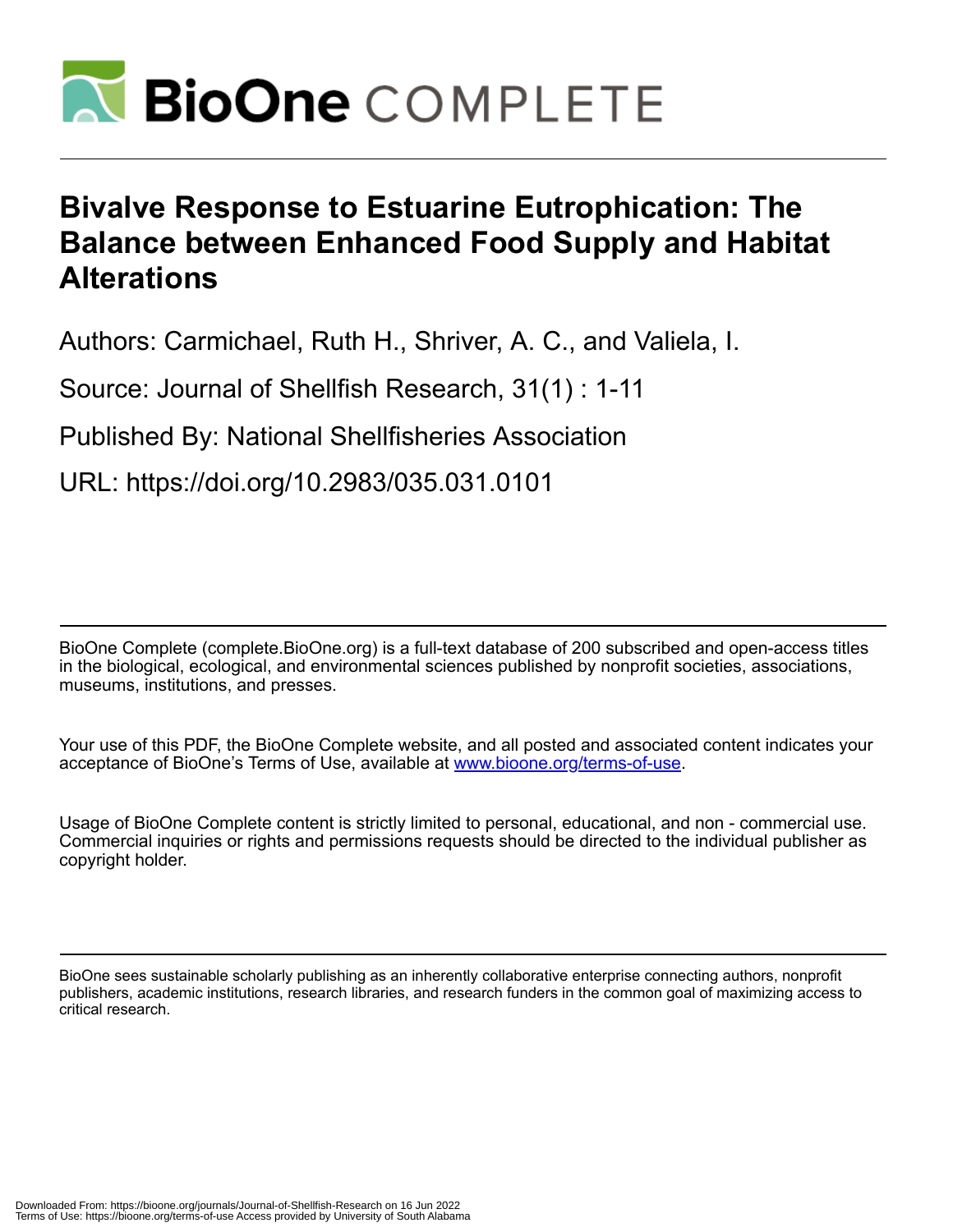# Bivalve Response to Estuarine Eutrophication: The Balance between Enhanced Food Supply and Habitat Alterations

Authors: Carmichael, Ruth H., Shriver, A. C., and Valiela, I.

Source: Journal of Shellfish Research, 31(1) : 1-11

Published By: National Shellfisheries Association

URL: https://doi.org/10.2983/035.031.0101

BioOne Complete (complete.BioOne.org) is a full-text database of 200 subscribed and open-access titles in the biological, ecological, and environmental sciences published by nonprofit societies, associations, museums, institutions, and presses.

Your use of this PDF, the BioOne Complete website, and all posted and associated content indicates your acceptance of BioOne's Terms of Use, available at www.bioone.org/terms-of-use.

Usage of BioOne Complete content is strictly limited to personal, educational, and non - commercial use. Commercial inquiries or rights and permissions requests should be directed to the individual publisher as copyright holder.

BioOne sees sustainable scholarly publishing as an inherently collaborative enterprise connecting authors, nonprofit publishers, academic institutions, research libraries, and research funders in the common goal of maximizing access to critical research.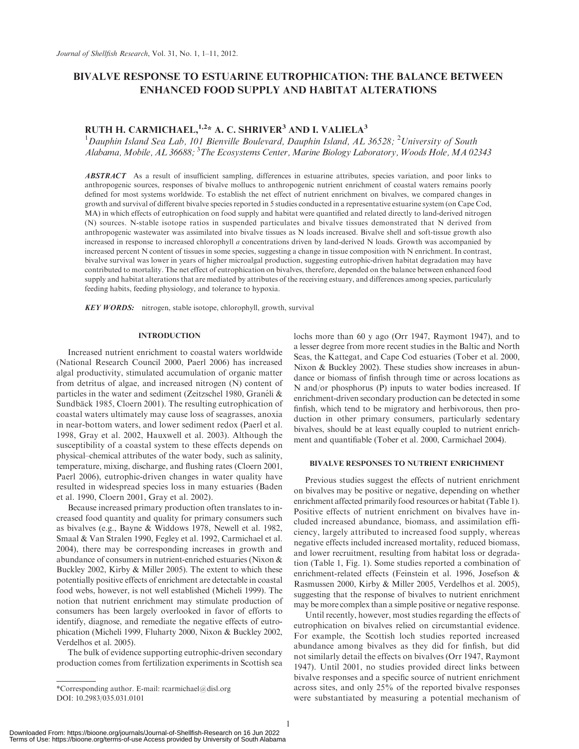# BIVALVE RESPONSE TO ESTUARINE EUTROPHICATION: THE BALANCE BETWEEN ENHANCED FOOD SUPPLY AND HABITAT ALTERATIONS

## RUTH H. CARMICHAEL,[1,2]* A. C. SHRIVER[3] AND I. VALIELA[3]

[1]Dauphin Island Sea Lab, 101 Bienville Boulevard, Dauphin Island, AL 36528; [2]University of South Alabama, Mobile, AL 36688; [3]The Ecosystems Center, Marine Biology Laboratory, Woods Hole, MA 02343

***ABSTRACT*** As a result of insufficient sampling, differences in estuarine attributes, species variation, and poor links to anthropogenic sources, responses of bivalve molluscs to anthropogenic nutrient enrichment of coastal waters remains poorly defined for most systems worldwide. To establish the net effect of nutrient enrichment on bivalves, we compared changes in growth and survival of different bivalve species reported in 5 studies conducted in a representative estuarine system (on Cape Cod, MA) in which effects of eutrophication on food supply and habitat were quantified and related directly to land-derived nitrogen (N) sources. N-stable isotope ratios in suspended particulates and bivalve tissues demonstrated that N derived from anthropogenic wastewater was assimilated into bivalve tissues as N loads increased. Bivalve shell and soft-tissue growth also increased in response to increased chlorophyll *a* concentrations driven by land-derived N loads. Growth was accompanied by increased percent N content of tissues in some species, suggesting a change in tissue composition with N enrichment. In contrast, bivalve survival was lower in years of higher microalgal production, suggesting eutrophic-driven habitat degradation may have contributed to mortality. The net effect of eutrophication on bivalves, therefore, depended on the balance between enhanced food supply and habitat alterations that are mediated by attributes of the receiving estuary, and differences among species, particularly feeding habits, feeding physiology, and tolerance to hypoxia.

***KEY WORDS:*** nitrogen, stable isotope, chlorophyll, growth, survival

## INTRODUCTION

Increased nutrient enrichment to coastal waters worldwide (National Research Council 2000, Paerl 2006) has increased algal productivity, stimulated accumulation of organic matter from detritus of algae, and increased nitrogen (N) content of particles in the water and sediment (Zeitzschel 1980, Granéli & Sundbäck 1985, Cloern 2001). The resulting eutrophication of coastal waters ultimately may cause loss of seagrasses, anoxia in near-bottom waters, and lower sediment redox (Paerl et al. 1998, Gray et al. 2002, Hauxwell et al. 2003). Although the susceptibility of a coastal system to these effects depends on physical–chemical attributes of the water body, such as salinity, temperature, mixing, discharge, and flushing rates (Cloern 2001, Paerl 2006), eutrophic-driven changes in water quality have resulted in widespread species loss in many estuaries (Baden et al. 1990, Cloern 2001, Gray et al. 2002).

Because increased primary production often translates to increased food quantity and quality for primary consumers such as bivalves (e.g., Bayne & Widdows 1978, Newell et al. 1982, Smaal & Van Stralen 1990, Fegley et al. 1992, Carmichael et al. 2004), there may be corresponding increases in growth and abundance of consumers in nutrient-enriched estuaries (Nixon & Buckley 2002, Kirby & Miller 2005). The extent to which these potentially positive effects of enrichment are detectable in coastal food webs, however, is not well established (Micheli 1999). The notion that nutrient enrichment may stimulate production of consumers has been largely overlooked in favor of efforts to identify, diagnose, and remediate the negative effects of eutrophication (Micheli 1999, Fluharty 2000, Nixon & Buckley 2002, Verdelhos et al. 2005).

The bulk of evidence supporting eutrophic-driven secondary production comes from fertilization experiments in Scottish sea lochs more than 60 y ago (Orr 1947, Raymont 1947), and to a lesser degree from more recent studies in the Baltic and North Seas, the Kattegat, and Cape Cod estuaries (Tober et al. 2000, Nixon & Buckley 2002). These studies show increases in abundance or biomass of finfish through time or across locations as N and/or phosphorus (P) inputs to water bodies increased. If enrichment-driven secondary production can be detected in some finfish, which tend to be migratory and herbivorous, then production in other primary consumers, particularly sedentary bivalves, should be at least equally coupled to nutrient enrichment and quantifiable (Tober et al. 2000, Carmichael 2004).

## BIVALVE RESPONSES TO NUTRIENT ENRICHMENT

Previous studies suggest the effects of nutrient enrichment on bivalves may be positive or negative, depending on whether enrichment affected primarily food resources or habitat (Table 1). Positive effects of nutrient enrichment on bivalves have included increased abundance, biomass, and assimilation efficiency, largely attributed to increased food supply, whereas negative effects included increased mortality, reduced biomass, and lower recruitment, resulting from habitat loss or degradation (Table 1, Fig. 1). Some studies reported a combination of enrichment-related effects (Feinstein et al. 1996, Josefson & Rasmussen 2000, Kirby & Miller 2005, Verdelhos et al. 2005), suggesting that the response of bivalves to nutrient enrichment may be more complex than a simple positive or negative response.

Until recently, however, most studies regarding the effects of eutrophication on bivalves relied on circumstantial evidence. For example, the Scottish loch studies reported increased abundance among bivalves as they did for finfish, but did not similarly detail the effects on bivalves (Orr 1947, Raymont 1947). Until 2001, no studies provided direct links between bivalve responses and a specific source of nutrient enrichment across sites, and only 25% of the reported bivalve responses were substantiated by measuring a potential mechanism of

*Corresponding author. E-mail: rcarmichael@disl.org
DOI: 10.2983/035.031.0101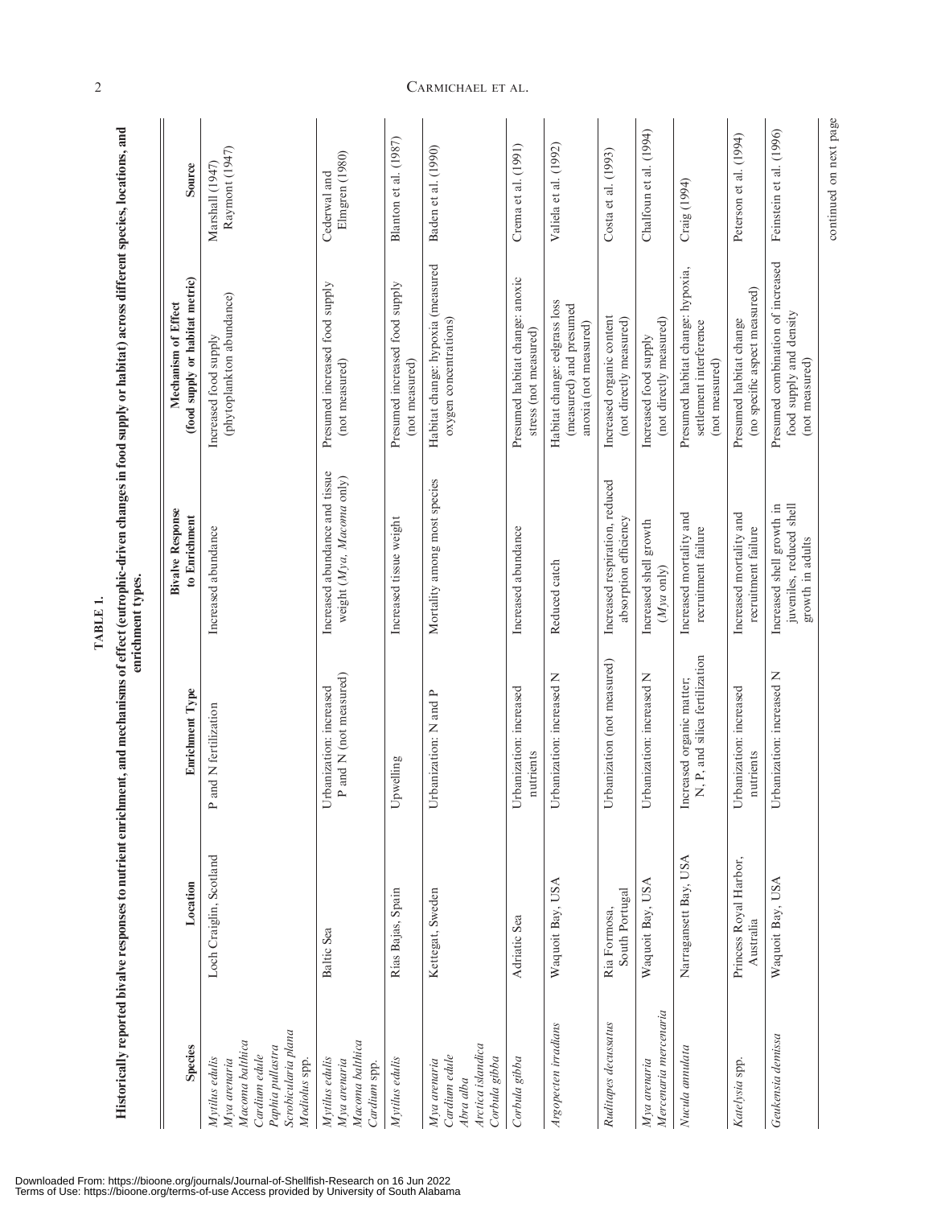**TABLE 1.**

**Historically reported bivalve responses to nutrient enrichment, and mechanisms of effect (eutrophic-driven changes in food supply or habitat) across different species, locations, and enrichment types.**

| Species | Location | Enrichment Type | Bivalve Response to Enrichment | Mechanism of Effect (food supply or habitat metric) | Source |
|---|---|---|---|---|---|
| *Mytilus edulis* *Mya arenaria* *Macoma balthica* *Cardium edule* *Paphia pullastra* *Scrobicularia plana* *Modiolus* spp. | Loch Craiglin, Scotland | P and N fertilization | Increased abundance | Increased food supply (phytoplankton abundance) | Marshall (1947) Raymont (1947) |
| *Mytilus edulis* *Mya arenaria* *Macoma balthica* *Cardium* spp. | Baltic Sea | Urbanization: increased P and N (not measured) | Increased abundance and tissue weight (*Mya*, *Macoma* only) | Presumed increased food supply (not measured) | Cederwal and Elmgren (1980) |
| *Mytilus edulis* | Rias Bajas, Spain | Upwelling | Increased tissue weight | Presumed increased food supply (not measured) | Blanton et al. (1987) |
| *Mya arenaria* *Cardium edule* *Abra alba* *Arctica islandica* *Corbula gibba* | Kettegat, Sweden | Urbanization: N and P | Mortality among most species | Habitat change: hypoxia (measured oxygen concentrations) | Baden et al. (1990) |
| *Corbula gibba* | Adriatic Sea | Urbanization: increased nutrients | Increased abundance | Presumed habitat change: anoxic stress (not measured) | Crema et al. (1991) |
| *Argopecten irradians* | Waquoit Bay, USA | Urbanization: increased N | Reduced catch | Habitat change: eelgrass loss (measured) and presumed anoxia (not measured) | Valiela et al. (1992) |
| *Ruditapes decussatus* | Ria Formosa, South Portugal | Urbanization (not measured) | Increased respiration, reduced absorption efficiency | Increased organic content (not directly measured) | Costa et al. (1993) |
| *Mya arenaria* *Mercenaria mercenaria* | Waquoit Bay, USA | Urbanization: increased N | Increased shell growth (*Mya* only) | Increased food supply (not directly measured) | Chalfoun et al. (1994) |
| *Nucula annulata* | Narragansett Bay, USA | Increased organic matter; N, P, and silica fertilization | Increased mortality and recruitment failure | Presumed habitat change: hypoxia, settlement interference (not measured) | Craig (1994) |
| *Katelysia* spp. | Princess Royal Harbor, Australia | Urbanization: increased nutrients | Increased mortality and recruitment failure | Presumed habitat change (no specific aspect measured) | Peterson et al. (1994) |
| *Geukensia demissa* | Waquoit Bay, USA | Urbanization: increased N | Increased shell growth in juveniles, reduced shell growth in adults | Presumed combination of increased food supply and density (not measured) | Feinstein et al. (1996) |

continued on next page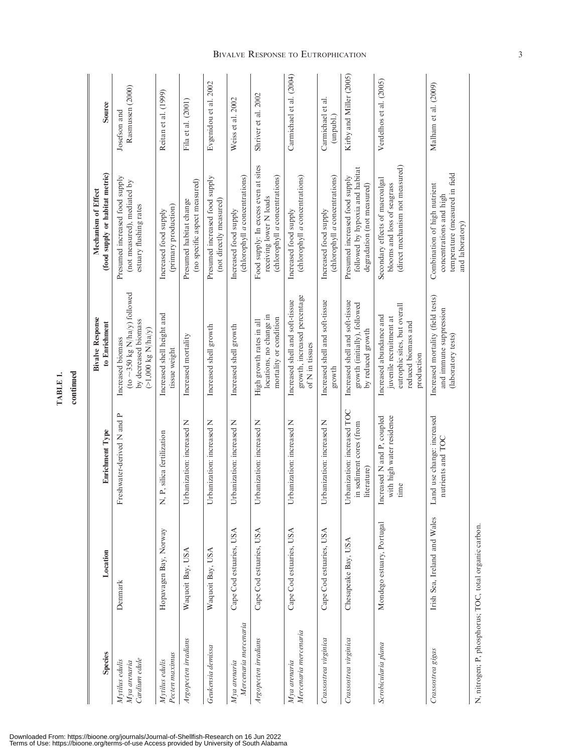**TABLE 1.**
**continued**

| Species | Location | Enrichment Type | Bivalve Response to Enrichment | Mechanism of Effect (food supply or habitat metric) | Source |
|---|---|---|---|---|---|
| *Mytilus edulis* *Mya arenaria* *Cardium edule* | Denmark | Freshwater-derived N and P | Increased biomass (to ~350 kg N/ha/y) followed by decreased biomass (>1,000 kg N/ha/y) | Presumed increased food supply (not measured), mediated by estuary flushing rates | Josefson and Rasmussen (2000) |
| *Mytilus edulis* *Pecten maximus* | Hopavagen Bay, Norway | N, P, silica fertilization | Increased shell height and tissue weight | Increased food supply (primary production) | Reitan et al. (1999) |
| *Argopecten irradians* | Waquoit Bay, USA | Urbanization: increased N | Increased mortality | Presumed habitat change (no specific aspect measured) | Fila et al. (2001) |
| *Geukensia demissa* | Waquoit Bay, USA | Urbanization: increased N | Increased shell growth | Presumed increased food supply (not directly measured) | Evgenidou et al. 2002 |
| *Mya arenaria* *Mercenaria mercenaria* | Cape Cod estuaries, USA | Urbanization: increased N | Increased shell growth | Increased food supply (chlorophyll *a* concentrations) | Weiss et al. 2002 |
| *Argopecten irradians* | Cape Cod estuaries, USA | Urbanization: increased N | High growth rates in all locations, no change in mortality or condition | Food supply: In excess even at sites receiving lower N loads (chlorophyll *a* concentrations) | Shriver et al. 2002 |
| *Mya arenaria* *Mercenaria mercenaria* | Cape Cod estuaries, USA | Urbanization: increased N | Increased shell and soft-tissue growth, increased percentage of N in tissues | Increased food supply (chlorophyll *a* concentrations) | Carmichael et al. (2004) |
| *Crassostrea virginica* | Cape Cod estuaries, USA | Urbanization: increased N | Increased shell and soft-tissue growth | Increased food supply (chlorophyll *a* concentrations) | Carmichael et al. (unpubl.) |
| *Crassostrea virginica* | Chesapeake Bay, USA | Urbanization: increased TOC in sediment cores (from literature) | Increased shell and soft-tissue growth (initially), followed by reduced growth | Presumed increased food supply followed by hypoxia and habitat degradation (not measured) | Kirby and Miller (2005) |
| *Scrobicularia plana* | Mondego estuary, Portugal | Increased N and P, coupled with high water residence time | Increased abundance and juvenile recruitment at eutrophic sites, but overall reduced biomass and production | Secondary effects of macroalgal blooms and loss of seagrass (direct mechanism not measured) | Verdelhos et al. (2005) |
| *Crassostrea gigas* | Irish Sea, Ireland and Wales | Land use change: increased nutrients and TOC | Increased mortality (field tests) and immune suppression (laboratory tests) | Combination of high nutrient concentrations and high temperature (measured in field and laboratory) | Malham et al. (2009) |

N, nitrogen; P, phosphorus; TOC, total organic carbon.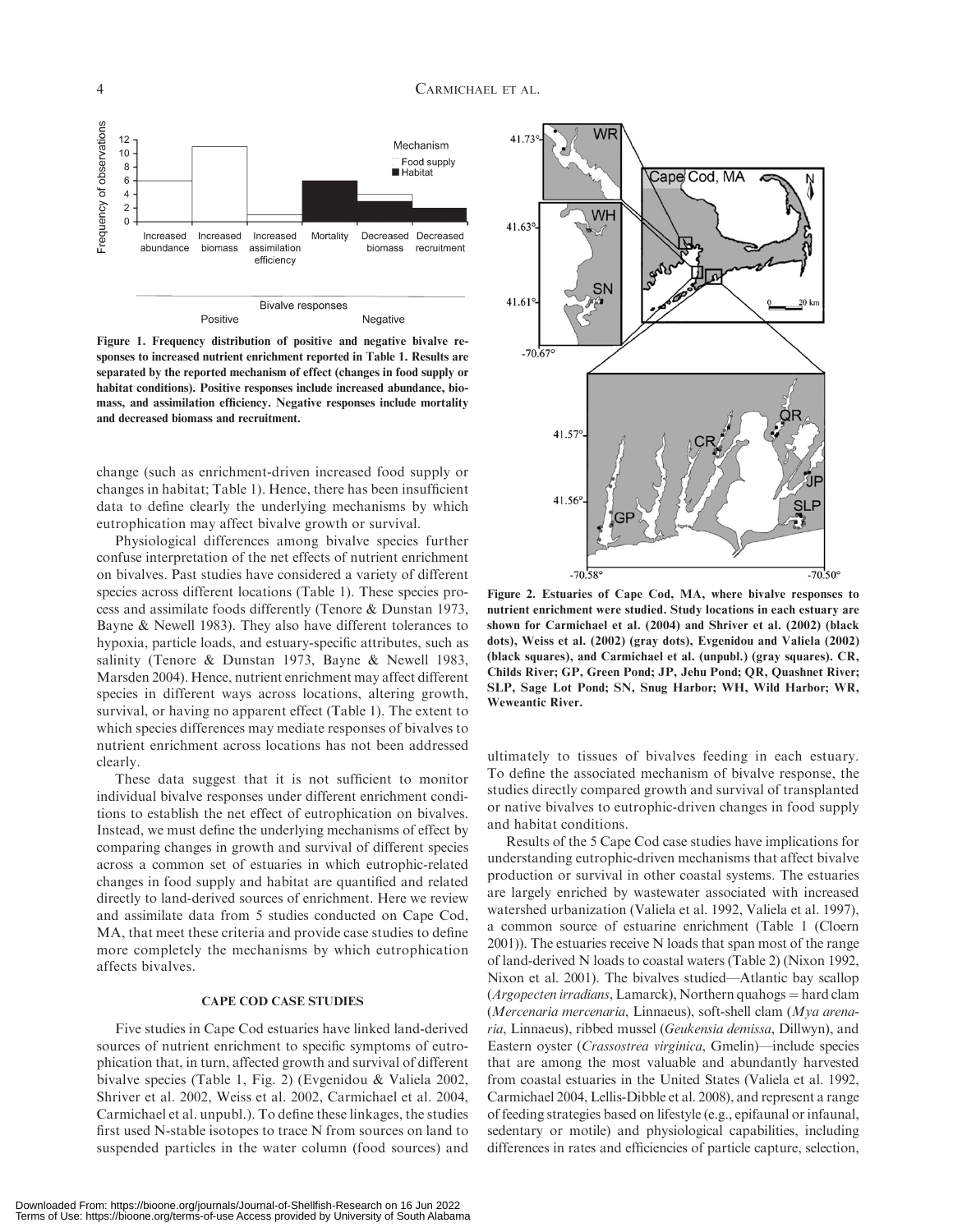Figure 1. Frequency distribution of positive and negative bivalve responses to increased nutrient enrichment reported in Table 1. Results are separated by the reported mechanism of effect (changes in food supply or habitat conditions). Positive responses include increased abundance, biomass, and assimilation efficiency. Negative responses include mortality and decreased biomass and recruitment.

change (such as enrichment-driven increased food supply or changes in habitat; Table 1). Hence, there has been insufficient data to define clearly the underlying mechanisms by which eutrophication may affect bivalve growth or survival.

Physiological differences among bivalve species further confuse interpretation of the net effects of nutrient enrichment on bivalves. Past studies have considered a variety of different species across different locations (Table 1). These species process and assimilate foods differently (Tenore & Dunstan 1973, Bayne & Newell 1983). They also have different tolerances to hypoxia, particle loads, and estuary-specific attributes, such as salinity (Tenore & Dunstan 1973, Bayne & Newell 1983, Marsden 2004). Hence, nutrient enrichment may affect different species in different ways across locations, altering growth, survival, or having no apparent effect (Table 1). The extent to which species differences may mediate responses of bivalves to nutrient enrichment across locations has not been addressed clearly.

These data suggest that it is not sufficient to monitor individual bivalve responses under different enrichment conditions to establish the net effect of eutrophication on bivalves. Instead, we must define the underlying mechanisms of effect by comparing changes in growth and survival of different species across a common set of estuaries in which eutrophic-related changes in food supply and habitat are quantified and related directly to land-derived sources of enrichment. Here we review and assimilate data from 5 studies conducted on Cape Cod, MA, that meet these criteria and provide case studies to define more completely the mechanisms by which eutrophication affects bivalves.

## CAPE COD CASE STUDIES

Five studies in Cape Cod estuaries have linked land-derived sources of nutrient enrichment to specific symptoms of eutrophication that, in turn, affected growth and survival of different bivalve species (Table 1, Fig. 2) (Evgenidou & Valiela 2002, Shriver et al. 2002, Weiss et al. 2002, Carmichael et al. 2004, Carmichael et al. unpubl.). To define these linkages, the studies first used N-stable isotopes to trace N from sources on land to suspended particles in the water column (food sources) and ultimately to tissues of bivalves feeding in each estuary. To define the associated mechanism of bivalve response, the studies directly compared growth and survival of transplanted or native bivalves to eutrophic-driven changes in food supply and habitat conditions.

Figure 2. Estuaries of Cape Cod, MA, where bivalve responses to nutrient enrichment were studied. Study locations in each estuary are shown for Carmichael et al. (2004) and Shriver et al. (2002) (black dots), Weiss et al. (2002) (gray dots), Evgenidou and Valiela (2002) (black squares), and Carmichael et al. (unpubl.) (gray squares). CR, Childs River; GP, Green Pond; JP, Jehu Pond; QR, Quashnet River; SLP, Sage Lot Pond; SN, Snug Harbor; WH, Wild Harbor; WR, Weweantic River.

Results of the 5 Cape Cod case studies have implications for understanding eutrophic-driven mechanisms that affect bivalve production or survival in other coastal systems. The estuaries are largely enriched by wastewater associated with increased watershed urbanization (Valiela et al. 1992, Valiela et al. 1997), a common source of estuarine enrichment (Table 1 (Cloern 2001)). The estuaries receive N loads that span most of the range of land-derived N loads to coastal waters (Table 2) (Nixon 1992, Nixon et al. 2001). The bivalves studied—Atlantic bay scallop (*Argopecten irradians*, Lamarck), Northern quahogs = hard clam (*Mercenaria mercenaria*, Linnaeus), soft-shell clam (*Mya arenaria*, Linnaeus), ribbed mussel (*Geukensia demissa*, Dillwyn), and Eastern oyster (*Crassostrea virginica*, Gmelin)—include species that are among the most valuable and abundantly harvested from coastal estuaries in the United States (Valiela et al. 1992, Carmichael 2004, Lellis-Dibble et al. 2008), and represent a range of feeding strategies based on lifestyle (e.g., epifaunal or infaunal, sedentary or motile) and physiological capabilities, including differences in rates and efficiencies of particle capture, selection,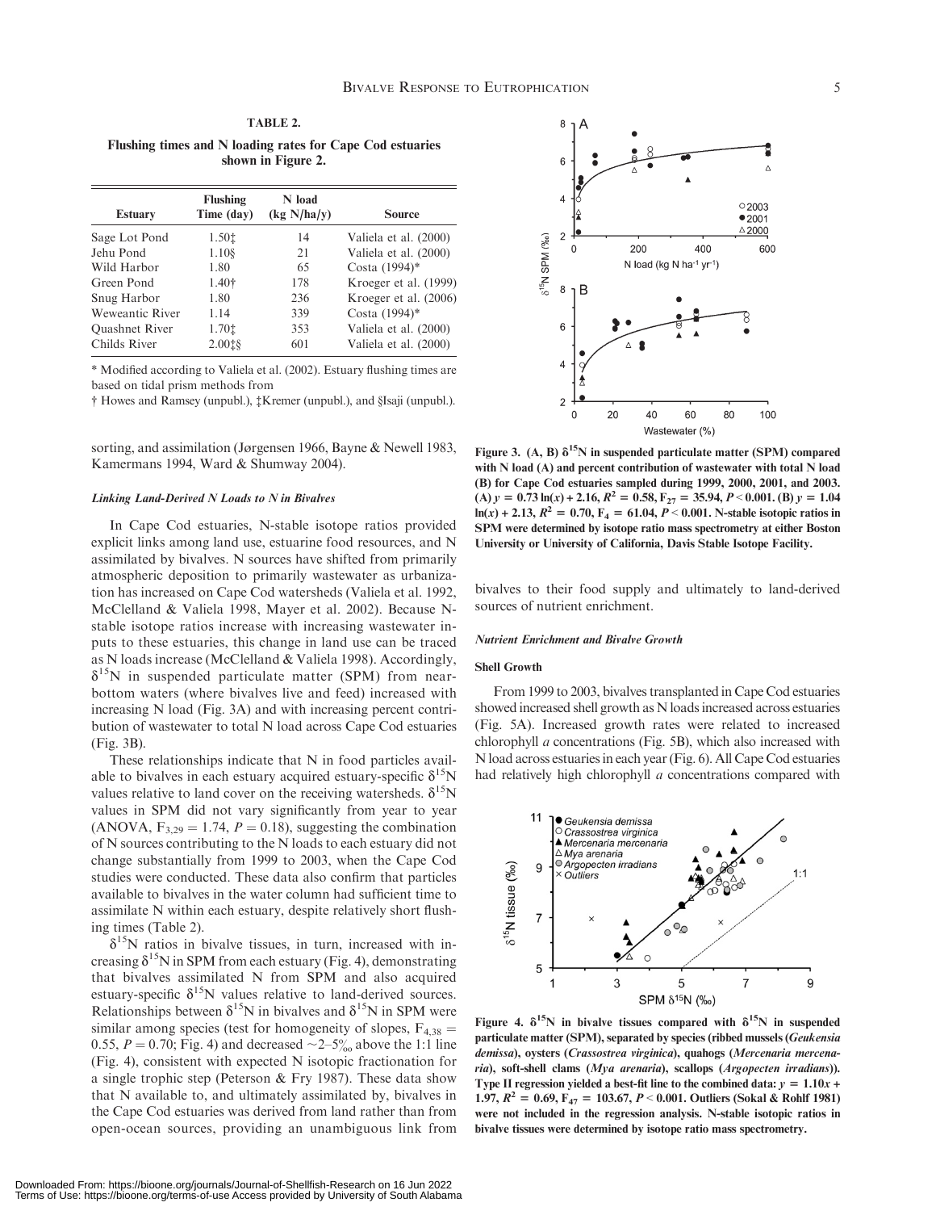**TABLE 2.**

**Flushing times and N loading rates for Cape Cod estuaries shown in Figure 2.**

| Estuary | Flushing Time (day) | N load (kg N/ha/y) | Source |
|---|---|---|---|
| Sage Lot Pond | 1.50‡ | 14 | Valiela et al. (2000) |
| Jehu Pond | 1.10§ | 21 | Valiela et al. (2000) |
| Wild Harbor | 1.80 | 65 | Costa (1994)* |
| Green Pond | 1.40† | 178 | Kroeger et al. (1999) |
| Snug Harbor | 1.80 | 236 | Kroeger et al. (2006) |
| Weweantic River | 1.14 | 339 | Costa (1994)* |
| Quashnet River | 1.70‡ | 353 | Valiela et al. (2000) |
| Childs River | 2.00‡§ | 601 | Valiela et al. (2000) |

\* Modified according to Valiela et al. (2002). Estuary flushing times are based on tidal prism methods from

† Howes and Ramsey (unpubl.), ‡Kremer (unpubl.), and §Isaji (unpubl.).

sorting, and assimilation (Jørgensen 1966, Bayne & Newell 1983, Kamermans 1994, Ward & Shumway 2004).

#### *Linking Land-Derived N Loads to N in Bivalves*

In Cape Cod estuaries, N-stable isotope ratios provided explicit links among land use, estuarine food resources, and N assimilated by bivalves. N sources have shifted from primarily atmospheric deposition to primarily wastewater as urbanization has increased on Cape Cod watersheds (Valiela et al. 1992, McClelland & Valiela 1998, Mayer et al. 2002). Because N-stable isotope ratios increase with increasing wastewater inputs to these estuaries, this change in land use can be traced as N loads increase (McClelland & Valiela 1998). Accordingly, $\delta^{15}N$ in suspended particulate matter (SPM) from near-bottom waters (where bivalves live and feed) increased with increasing N load (Fig. 3A) and with increasing percent contribution of wastewater to total N load across Cape Cod estuaries (Fig. 3B).

These relationships indicate that N in food particles available to bivalves in each estuary acquired estuary-specific $\delta^{15}N$ values relative to land cover on the receiving watersheds. $\delta^{15}N$ values in SPM did not vary significantly from year to year (ANOVA, $F_{3,29} = 1.74$, $P = 0.18$), suggesting the combination of N sources contributing to the N loads to each estuary did not change substantially from 1999 to 2003, when the Cape Cod studies were conducted. These data also confirm that particles available to bivalves in the water column had sufficient time to assimilate N within each estuary, despite relatively short flushing times (Table 2).

$\delta^{15}N$ ratios in bivalve tissues, in turn, increased with increasing $\delta^{15}N$ in SPM from each estuary (Fig. 4), demonstrating that bivalves assimilated N from SPM and also acquired estuary-specific $\delta^{15}N$ values relative to land-derived sources. Relationships between $\delta^{15}N$ in bivalves and $\delta^{15}N$ in SPM were similar among species (test for homogeneity of slopes, $F_{4,38} = 0.55$, $P = 0.70$; Fig. 4) and decreased ~2–5‰ above the 1:1 line (Fig. 4), consistent with expected N isotopic fractionation for a single trophic step (Peterson & Fry 1987). These data show that N available to, and ultimately assimilated by, bivalves in the Cape Cod estuaries was derived from land rather than from open-ocean sources, providing an unambiguous link from bivalves to their food supply and ultimately to land-derived sources of nutrient enrichment.

Figure 3. (A, B) $\delta^{15}N$ in suspended particulate matter (SPM) compared with N load (A) and percent contribution of wastewater with total N load (B) for Cape Cod estuaries sampled during 1999, 2000, 2001, and 2003. (A) $y = 0.73\ln(x) + 2.16$, $R^2 = 0.58$, $F_{27} = 35.94$, $P < 0.001$. (B) $y = 1.04\ln(x) + 2.13$, $R^2 = 0.70$, $F_4 = 61.04$, $P < 0.001$. N-stable isotopic ratios in SPM were determined by isotope ratio mass spectrometry at either Boston University or University of California, Davis Stable Isotope Facility.

#### *Nutrient Enrichment and Bivalve Growth*

##### Shell Growth

From 1999 to 2003, bivalves transplanted in Cape Cod estuaries showed increased shell growth as N loads increased across estuaries (Fig. 5A). Increased growth rates were related to increased chlorophyll *a* concentrations (Fig. 5B), which also increased with N load across estuaries in each year (Fig. 6). All Cape Cod estuaries had relatively high chlorophyll *a* concentrations compared with

Figure 4. $\delta^{15}N$ in bivalve tissues compared with $\delta^{15}N$ in suspended particulate matter (SPM), separated by species (ribbed mussels (*Geukensia demissa*), oysters (*Crassostrea virginica*), quahogs (*Mercenaria mercenaria*), soft-shell clams (*Mya arenaria*), scallops (*Argopecten irradians*)). Type II regression yielded a best-fit line to the combined data: $y = 1.10x + 1.97$, $R^2 = 0.69$, $F_{47} = 103.67$, $P < 0.001$. Outliers (Sokal & Rohlf 1981) were not included in the regression analysis. N-stable isotopic ratios in bivalve tissues were determined by isotope ratio mass spectrometry.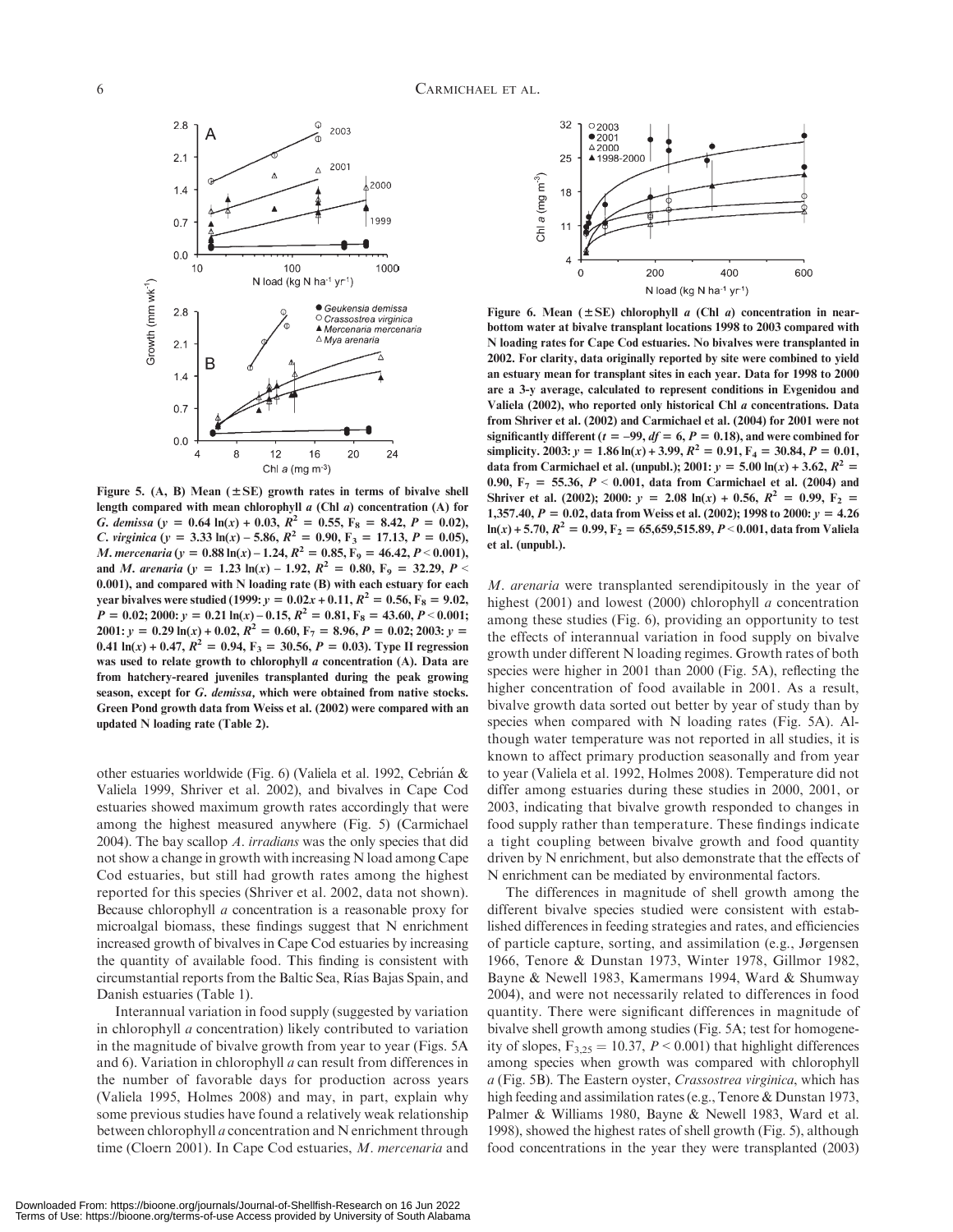Figure 5. (A, B) Mean (±SE) growth rates in terms of bivalve shell length compared with mean chlorophyll *a* (Chl *a*) concentration (A) for *G. demissa* ($y = 0.64 \ln(x) + 0.03$, $R^2 = 0.55$, $F_8 = 8.42$, $P = 0.02$), *C. virginica* ($y = 3.33 \ln(x) - 5.86$, $R^2 = 0.90$, $F_3 = 17.13$, $P = 0.05$), *M. mercenaria* ($y = 0.88 \ln(x) - 1.24$, $R^2 = 0.85$, $F_9 = 46.42$, $P < 0.001$), and *M. arenaria* ($y = 1.23 \ln(x) - 1.92$, $R^2 = 0.80$, $F_9 = 32.29$, $P < 0.001$), and compared with N loading rate (B) with each estuary for each year bivalves were studied (1999: $y = 0.02x + 0.11$, $R^2 = 0.56$, $F_8 = 9.02$, $P = 0.02$; 2000: $y = 0.21 \ln(x) - 0.15$, $R^2 = 0.81$, $F_8 = 43.60$, $P < 0.001$; 2001: $y = 0.29 \ln(x) + 0.02$, $R^2 = 0.60$, $F_7 = 8.96$, $P = 0.02$; 2003: $y = 0.41 \ln(x) + 0.47$, $R^2 = 0.94$, $F_3 = 30.56$, $P = 0.03$). Type II regression was used to relate growth to chlorophyll *a* concentration (A). Data are from hatchery-reared juveniles transplanted during the peak growing season, except for *G. demissa*, which were obtained from native stocks. Green Pond growth data from Weiss et al. (2002) were compared with an updated N loading rate (Table 2).

Figure 6. Mean (±SE) chlorophyll *a* (Chl *a*) concentration in near-bottom water at bivalve transplant locations 1998 to 2003 compared with N loading rates for Cape Cod estuaries. No bivalves were transplanted in 2002. For clarity, data originally reported by site were combined to yield an estuary mean for transplant sites in each year. Data for 1998 to 2000 are a 3-y average, calculated to represent conditions in Evgenidou and Valiela (2002), who reported only historical Chl *a* concentrations. Data from Shriver et al. (2002) and Carmichael et al. (2004) for 2001 were not significantly different ($t = -99$, $df = 6$, $P = 0.18$), and were combined for simplicity. 2003: $y = 1.86 \ln(x) + 3.99$, $R^2 = 0.91$, $F_4 = 30.84$, $P = 0.01$, data from Carmichael et al. (unpubl.); 2001: $y = 5.00 \ln(x) + 3.62$, $R^2 = 0.90$, $F_7 = 55.36$, $P < 0.001$, data from Carmichael et al. (2004) and Shriver et al. (2002); 2000: $y = 2.08 \ln(x) + 0.56$, $R^2 = 0.99$, $F_2 = 1,357.40$, $P = 0.02$, data from Weiss et al. (2002); 1998 to 2000: $y = 4.26 \ln(x) + 5.70$, $R^2 = 0.99$, $F_2 = 65,659,515.89$, $P < 0.001$, data from Valiela et al. (unpubl.).

other estuaries worldwide (Fig. 6) (Valiela et al. 1992, Cebrián & Valiela 1999, Shriver et al. 2002), and bivalves in Cape Cod estuaries showed maximum growth rates accordingly that were among the highest measured anywhere (Fig. 5) (Carmichael 2004). The bay scallop *A. irradians* was the only species that did not show a change in growth with increasing N load among Cape Cod estuaries, but still had growth rates among the highest reported for this species (Shriver et al. 2002, data not shown). Because chlorophyll *a* concentration is a reasonable proxy for microalgal biomass, these findings suggest that N enrichment increased growth of bivalves in Cape Cod estuaries by increasing the quantity of available food. This finding is consistent with circumstantial reports from the Baltic Sea, Rías Bajas Spain, and Danish estuaries (Table 1).

Interannual variation in food supply (suggested by variation in chlorophyll *a* concentration) likely contributed to variation in the magnitude of bivalve growth from year to year (Figs. 5A and 6). Variation in chlorophyll *a* can result from differences in the number of favorable days for production across years (Valiela 1995, Holmes 2008) and may, in part, explain why some previous studies have found a relatively weak relationship between chlorophyll *a* concentration and N enrichment through time (Cloern 2001). In Cape Cod estuaries, *M. mercenaria* and *M. arenaria* were transplanted serendipitously in the year of highest (2001) and lowest (2000) chlorophyll *a* concentration among these studies (Fig. 6), providing an opportunity to test the effects of interannual variation in food supply on bivalve growth under different N loading regimes. Growth rates of both species were higher in 2001 than 2000 (Fig. 5A), reflecting the higher concentration of food available in 2001. As a result, bivalve growth data sorted out better by year of study than by species when compared with N loading rates (Fig. 5A). Although water temperature was not reported in all studies, it is known to affect primary production seasonally and from year to year (Valiela et al. 1992, Holmes 2008). Temperature did not differ among estuaries during these studies in 2000, 2001, or 2003, indicating that bivalve growth responded to changes in food supply rather than temperature. These findings indicate a tight coupling between bivalve growth and food quantity driven by N enrichment, but also demonstrate that the effects of N enrichment can be mediated by environmental factors.

The differences in magnitude of shell growth among the different bivalve species studied were consistent with established differences in feeding strategies and rates, and efficiencies of particle capture, sorting, and assimilation (e.g., Jørgensen 1966, Tenore & Dunstan 1973, Winter 1978, Gillmor 1982, Bayne & Newell 1983, Kamermans 1994, Ward & Shumway 2004), and were not necessarily related to differences in food quantity. There were significant differences in magnitude of bivalve shell growth among studies (Fig. 5A; test for homogeneity of slopes, $F_{3,25} = 10.37$, $P < 0.001$) that highlight differences among species when growth was compared with chlorophyll *a* (Fig. 5B). The Eastern oyster, *Crassostrea virginica*, which has high feeding and assimilation rates (e.g., Tenore & Dunstan 1973, Palmer & Williams 1980, Bayne & Newell 1983, Ward et al. 1998), showed the highest rates of shell growth (Fig. 5), although food concentrations in the year they were transplanted (2003)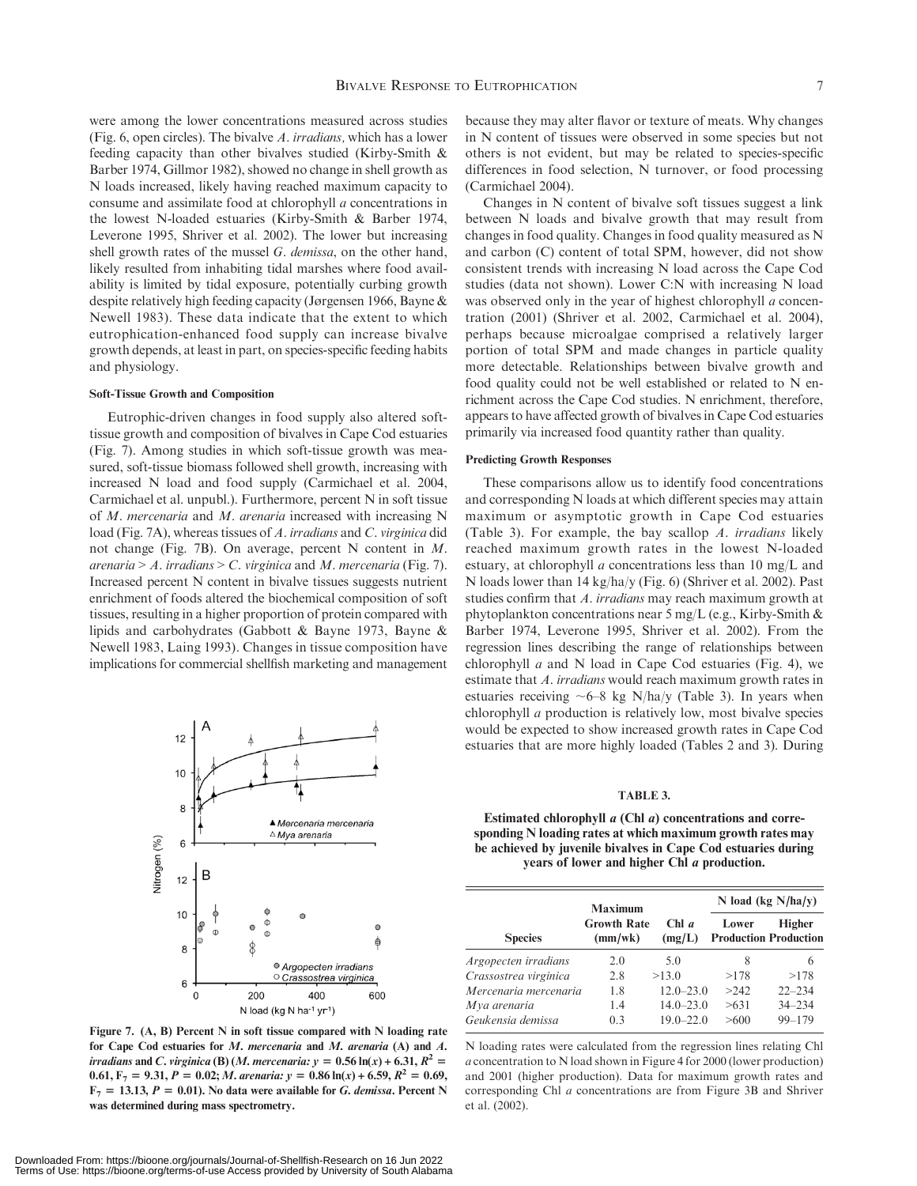were among the lower concentrations measured across studies (Fig. 6, open circles). The bivalve *A. irradians,* which has a lower feeding capacity than other bivalves studied (Kirby-Smith & Barber 1974, Gillmor 1982), showed no change in shell growth as N loads increased, likely having reached maximum capacity to consume and assimilate food at chlorophyll *a* concentrations in the lowest N-loaded estuaries (Kirby-Smith & Barber 1974, Leverone 1995, Shriver et al. 2002). The lower but increasing shell growth rates of the mussel *G. demissa*, on the other hand, likely resulted from inhabiting tidal marshes where food availability is limited by tidal exposure, potentially curbing growth despite relatively high feeding capacity (Jørgensen 1966, Bayne & Newell 1983). These data indicate that the extent to which eutrophication-enhanced food supply can increase bivalve growth depends, at least in part, on species-specific feeding habits and physiology.

#### Soft-Tissue Growth and Composition

Eutrophic-driven changes in food supply also altered soft-tissue growth and composition of bivalves in Cape Cod estuaries (Fig. 7). Among studies in which soft-tissue growth was measured, soft-tissue biomass followed shell growth, increasing with increased N load and food supply (Carmichael et al. 2004, Carmichael et al. unpubl.). Furthermore, percent N in soft tissue of *M. mercenaria* and *M. arenaria* increased with increasing N load (Fig. 7A), whereas tissues of *A. irradians* and *C. virginica* did not change (Fig. 7B). On average, percent N content in *M. arenaria* > *A. irradians* > *C. virginica* and *M. mercenaria* (Fig. 7). Increased percent N in bivalve tissues suggests nutrient enrichment of foods altered the biochemical composition of soft tissues, resulting in a higher proportion of protein compared with lipids and carbohydrates (Gabbott & Bayne 1973, Bayne & Newell 1983, Laing 1993). Changes in tissue composition have implications for commercial shellfish marketing and management because they may alter flavor or texture of meats. Why changes in N content of tissues were observed in some species but not others is not evident, but may be related to species-specific differences in food selection, N turnover, or food processing (Carmichael 2004).

**Figure 7. (A, B) Percent N in soft tissue compared with N loading rate for Cape Cod estuaries for *M. mercenaria* and *M. arenaria* (A) and *A. irradians* and *C. virginica* (B) (*M. mercenaria:* $y = 0.56\ln(x) + 6.31$, $R^2 = 0.61$, $F_7 = 9.31$, $P = 0.02$; *M. arenaria:* $y = 0.86\ln(x) + 6.59$, $R^2 = 0.69$, $F_7 = 13.13$, $P = 0.01$). No data were available for *G. demissa*. Percent N was determined during mass spectrometry.**

Changes in N content of bivalve soft tissues suggest a link between N loads and bivalve growth that may result from changes in food quality. Changes in food quality measured as N and carbon (C) content of total SPM, however, did not show consistent trends with increasing N load across the Cape Cod studies (data not shown). Lower C:N with increasing N load was observed only in the year of highest chlorophyll *a* concentration (2001) (Shriver et al. 2002, Carmichael et al. 2004), perhaps because microalgae comprised a relatively larger portion of total SPM and made changes in particle quality more detectable. Relationships between bivalve growth and food quality could not be well established or related to N enrichment across the Cape Cod studies. N enrichment, therefore, appears to have affected growth of bivalves in Cape Cod estuaries primarily via increased food quantity rather than quality.

#### Predicting Growth Responses

These comparisons allow us to identify food concentrations and corresponding N loads at which different species may attain maximum or asymptotic growth in Cape Cod estuaries (Table 3). For example, the bay scallop *A. irradians* likely reached maximum growth rates in the lowest N-loaded estuary, at chlorophyll *a* concentrations less than 10 mg/L and N loads lower than 14 kg/ha/y (Fig. 6) (Shriver et al. 2002). Past studies confirm that *A. irradians* may reach maximum growth at phytoplankton concentrations near 5 mg/L (e.g., Kirby-Smith & Barber 1974, Leverone 1995, Shriver et al. 2002). From the regression lines describing the range of relationships between chlorophyll *a* and N load in Cape Cod estuaries (Fig. 4), we estimate that *A. irradians* would reach maximum growth rates in estuaries receiving ~6–8 kg N/ha/y (Table 3). In years when chlorophyll *a* production is relatively low, most bivalve species would be expected to show increased growth rates in Cape Cod estuaries that are more highly loaded (Tables 2 and 3). During

**TABLE 3.**

**Estimated chlorophyll *a* (Chl *a*) concentrations and corresponding N loading rates at which maximum growth rates may be achieved by juvenile bivalves in Cape Cod estuaries during years of lower and higher Chl *a* production.**

| Species | Maximum Growth Rate (mm/wk) | Chl *a* (mg/L) | N load (kg N/ha/y) Lower Production | Higher Production |
|---|---|---|---|---|
| *Argopecten irradians* | 2.0 | 5.0 | 8 | 6 |
| *Crassostrea virginica* | 2.8 | >13.0 | >178 | >178 |
| *Mercenaria mercenaria* | 1.8 | 12.0–23.0 | >242 | 22–234 |
| *Mya arenaria* | 1.4 | 14.0–23.0 | >631 | 34–234 |
| *Geukensia demissa* | 0.3 | 19.0–22.0 | >600 | 99–179 |

N loading rates were calculated from the regression lines relating Chl *a* concentration to N load shown in Figure 4 for 2000 (lower production) and 2001 (higher production). Data for maximum growth rates and corresponding Chl *a* concentrations are from Figure 3B and Shriver et al. (2002).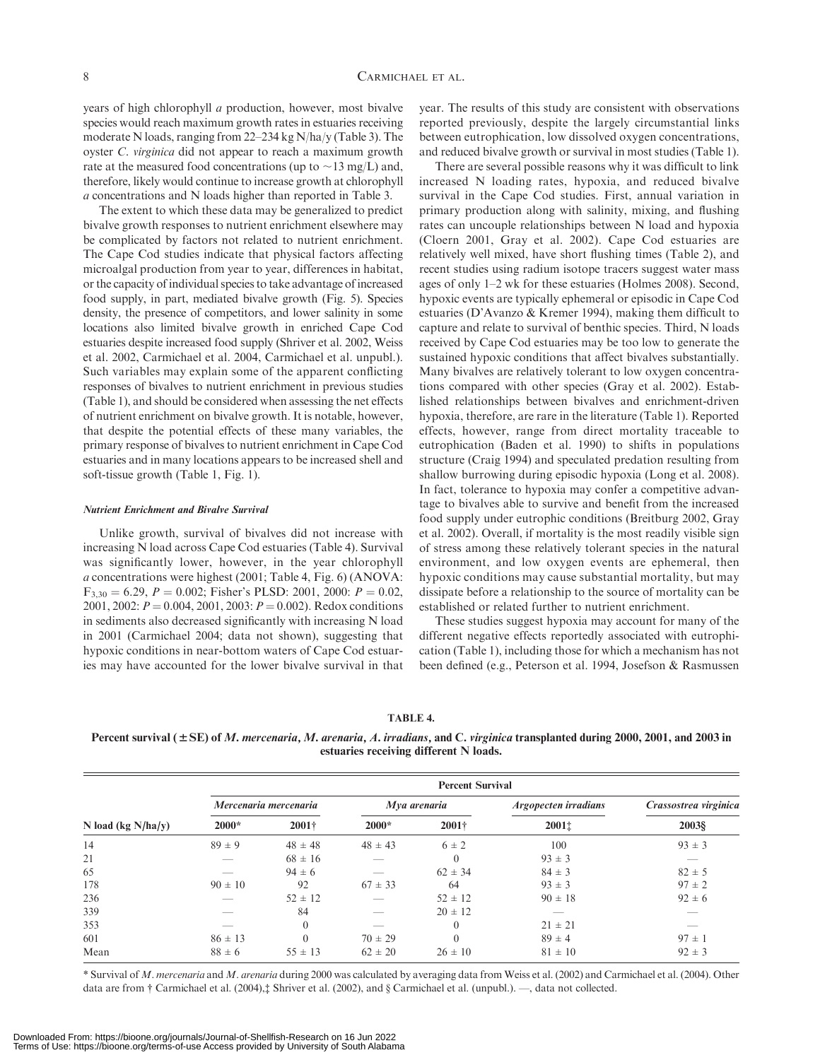years of high chlorophyll *a* production, however, most bivalve species would reach maximum growth rates in estuaries receiving moderate N loads, ranging from 22–234 kg N/ha/y (Table 3). The oyster *C. virginica* did not appear to reach a maximum growth rate at the measured food concentrations (up to ~13 mg/L) and, therefore, likely would continue to increase growth at chlorophyll *a* concentrations and N loads higher than reported in Table 3.

The extent to which these data may be generalized to predict bivalve growth responses to nutrient enrichment elsewhere may be complicated by factors not related to nutrient enrichment. The Cape Cod studies indicate that physical factors affecting microalgal production from year to year, differences in habitat, or the capacity of individual species to take advantage of increased food supply, in part, mediated bivalve growth (Fig. 5). Species density, the presence of competitors, and lower salinity in some locations also limited bivalve growth in enriched Cape Cod estuaries despite increased food supply (Shriver et al. 2002, Weiss et al. 2002, Carmichael et al. 2004, Carmichael et al. unpubl.). Such variables may explain some of the apparent conflicting responses of bivalves to nutrient enrichment in previous studies (Table 1), and should be considered when assessing the net effects of nutrient enrichment on bivalve growth. It is notable, however, that despite the potential effects of these many variables, the primary response of bivalves to nutrient enrichment in Cape Cod estuaries and in many locations appears to be increased shell and soft-tissue growth (Table 1, Fig. 1).

#### *Nutrient Enrichment and Bivalve Survival*

Unlike growth, survival of bivalves did not increase with increasing N load across Cape Cod estuaries (Table 4). Survival was significantly lower, however, in the year chlorophyll *a* concentrations were highest (2001; Table 4, Fig. 6) (ANOVA: $F_{3,30} = 6.29$, $P = 0.002$; Fisher's PLSD: 2001, 2000: $P = 0.02$, 2001, 2002: $P = 0.004$, 2001, 2003: $P = 0.002$). Redox conditions in sediments also decreased significantly with increasing N load in 2001 (Carmichael 2004; data not shown), suggesting that hypoxic conditions in near-bottom waters of Cape Cod estuaries may have accounted for the lower bivalve survival in that year. The results of this study are consistent with observations reported previously, despite the largely circumstantial links between eutrophication, low dissolved oxygen concentrations, and reduced bivalve growth or survival in most studies (Table 1).

There are several possible reasons why it was difficult to link increased N loading rates, hypoxia, and reduced bivalve survival in the Cape Cod studies. First, annual variation in primary production along with salinity, mixing, and flushing rates can uncouple relationships between N load and hypoxia (Cloern 2001, Gray et al. 2002). Cape Cod estuaries are relatively well mixed, have short flushing times (Table 2), and recent studies using radium isotope tracers suggest water mass ages of only 1–2 wk for these estuaries (Holmes 2008). Second, hypoxic events are typically ephemeral or episodic in Cape Cod estuaries (D'Avanzo & Kremer 1994), making them difficult to capture and relate to survival of benthic species. Third, N loads received by Cape Cod estuaries may be too low to generate the sustained hypoxic conditions that affect bivalves substantially. Many bivalves are relatively tolerant to low oxygen concentrations compared with other species (Gray et al. 2002). Established relationships between bivalves and enrichment-driven hypoxia, therefore, are rare in the literature (Table 1). Reported effects, however, range from direct mortality traceable to eutrophication (Baden et al. 1990) to shifts in populations structure (Craig 1994) and speculated predation resulting from shallow burrowing during episodic hypoxia (Long et al. 2008). In fact, tolerance to hypoxia may confer a competitive advantage to bivalves able to survive and benefit from the increased food supply under eutrophic conditions (Breitburg 2002, Gray et al. 2002). Overall, if mortality is the most readily visible sign of stress among these relatively tolerant species in the natural environment, and low oxygen events are ephemeral, then hypoxic conditions may cause substantial mortality, but may dissipate before a relationship to the source of mortality can be established or related further to nutrient enrichment.

These studies suggest hypoxia may account for many of the different negative effects reportedly associated with eutrophication (Table 1), including those for which a mechanism has not been defined (e.g., Peterson et al. 1994, Josefson & Rasmussen

**TABLE 4.**

**Percent survival (± SE) of *M. mercenaria*, *M. arenaria*, *A. irradians*, and C. *virginica* transplanted during 2000, 2001, and 2003 in estuaries receiving different N loads.**

| | Percent Survival | | | | | |
|---|---|---|---|---|---|---|
| | *Mercenaria mercenaria* | | *Mya arenaria* | | *Argopecten irradians* | *Crassostrea virginica* |
| N load (kg N/ha/y) | 2000* | 2001† | 2000* | 2001† | 2001‡ | 2003§ |
| 14 | 89 ± 9 | 48 ± 48 | 48 ± 43 | 6 ± 2 | 100 | 93 ± 3 |
| 21 | — | 68 ± 16 | — | 0 | 93 ± 3 | — |
| 65 | — | 94 ± 6 | — | 62 ± 34 | 84 ± 3 | 82 ± 5 |
| 178 | 90 ± 10 | 92 | 67 ± 33 | 64 | 93 ± 3 | 97 ± 2 |
| 236 | — | 52 ± 12 | — | 52 ± 12 | 90 ± 18 | 92 ± 6 |
| 339 | — | 84 | — | 20 ± 12 | — | — |
| 353 | — | 0 | — | 0 | 21 ± 21 | — |
| 601 | 86 ± 13 | 0 | 70 ± 29 | 0 | 89 ± 4 | 97 ± 1 |
| Mean | 88 ± 6 | 55 ± 13 | 62 ± 20 | 26 ± 10 | 81 ± 10 | 92 ± 3 |

\* Survival of *M. mercenaria* and *M. arenaria* during 2000 was calculated by averaging data from Weiss et al. (2002) and Carmichael et al. (2004). Other data are from † Carmichael et al. (2004),‡ Shriver et al. (2002), and § Carmichael et al. (unpubl.). —, data not collected.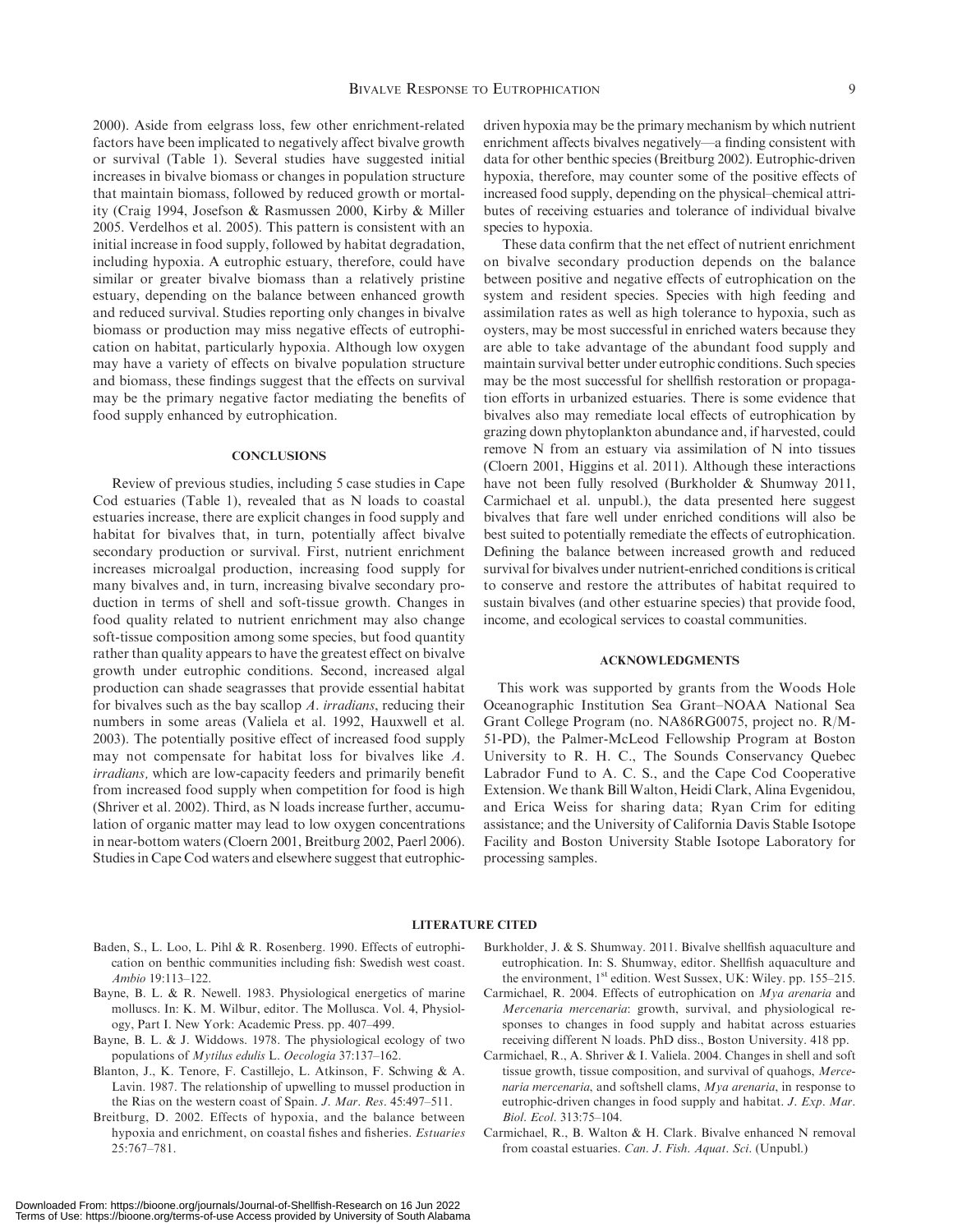2000). Aside from eelgrass loss, few other enrichment-related factors have been implicated to negatively affect bivalve growth or survival (Table 1). Several studies have suggested initial increases in bivalve biomass or changes in population structure that maintain biomass, followed by reduced growth or mortality (Craig 1994, Josefson & Rasmussen 2000, Kirby & Miller 2005. Verdelhos et al. 2005). This pattern is consistent with an initial increase in food supply, followed by habitat degradation, including hypoxia. A eutrophic estuary, therefore, could have similar or greater bivalve biomass than a relatively pristine estuary, depending on the balance between enhanced growth and reduced survival. Studies reporting only changes in bivalve biomass or production may miss negative effects of eutrophication on habitat, particularly hypoxia. Although low oxygen may have a variety of effects on bivalve population structure and biomass, these findings suggest that the effects on survival may be the primary negative factor mediating the benefits of food supply enhanced by eutrophication.

## CONCLUSIONS

Review of previous studies, including 5 case studies in Cape Cod estuaries (Table 1), revealed that as N loads to coastal estuaries increase, there are explicit changes in food supply and habitat for bivalves that, in turn, potentially affect bivalve secondary production or survival. First, nutrient enrichment increases microalgal production, increasing food supply for many bivalves and, in turn, increasing bivalve secondary production in terms of shell and soft-tissue growth. Changes in food quality related to nutrient enrichment may also change soft-tissue composition among some species, but food quantity rather than quality appears to have the greatest effect on bivalve growth under eutrophic conditions. Second, increased algal production can shade seagrasses that provide essential habitat for bivalves such as the bay scallop *A. irradians*, reducing their numbers in some areas (Valiela et al. 1992, Hauxwell et al. 2003). The potentially positive effect of increased food supply may not compensate for habitat loss for bivalves like *A. irradians,* which are low-capacity feeders and primarily benefit from increased food supply when competition for food is high (Shriver et al. 2002). Third, as N loads increase further, accumulation of organic matter may lead to low oxygen concentrations in near-bottom waters (Cloern 2001, Breitburg 2002, Paerl 2006). Studies in Cape Cod waters and elsewhere suggest that eutrophic-driven hypoxia may be the primary mechanism by which nutrient enrichment affects bivalves negatively—a finding consistent with data for other benthic species (Breitburg 2002). Eutrophic-driven hypoxia, therefore, may counter some of the positive effects of increased food supply, depending on the physical–chemical attributes of receiving estuaries and tolerance of individual bivalve species to hypoxia.

These data confirm that the net effect of nutrient enrichment on bivalve secondary production depends on the balance between positive and negative effects of eutrophication on the system and resident species. Species with high feeding and assimilation rates as well as high tolerance to hypoxia, such as oysters, may be most successful in enriched waters because they are able to take advantage of the abundant food supply and maintain survival better under eutrophic conditions. Such species may be the most successful for shellfish restoration or propagation efforts in urbanized estuaries. There is some evidence that bivalves also may remediate local effects of eutrophication by grazing down phytoplankton abundance and, if harvested, could remove N from an estuary via assimilation of N into tissues (Cloern 2001, Higgins et al. 2011). Although these interactions have not been fully resolved (Burkholder & Shumway 2011, Carmichael et al. unpubl.), the data presented here suggest bivalves that fare well under enriched conditions will also be best suited to potentially remediate the effects of eutrophication. Defining the balance between increased growth and reduced survival for bivalves under nutrient-enriched conditions is critical to conserve and restore the attributes of habitat required to sustain bivalves (and other estuarine species) that provide food, income, and ecological services to coastal communities.

## ACKNOWLEDGMENTS

This work was supported by grants from the Woods Hole Oceanographic Institution Sea Grant–NOAA National Sea Grant College Program (no. NA86RG0075, project no. R/M-51-PD), the Palmer-McLeod Fellowship Program at Boston University to R. H. C., The Sounds Conservancy Quebec Labrador Fund to A. C. S., and the Cape Cod Cooperative Extension. We thank Bill Walton, Heidi Clark, Alina Evgenidou, and Erica Weiss for sharing data; Ryan Crim for editing assistance; and the University of California Davis Stable Isotope Facility and Boston University Stable Isotope Laboratory for processing samples.

## LITERATURE CITED

Baden, S., L. Loo, L. Pihl & R. Rosenberg. 1990. Effects of eutrophication on benthic communities including fish: Swedish west coast. *Ambio* 19:113–122.

Bayne, B. L. & R. Newell. 1983. Physiological energetics of marine molluscs. In: K. M. Wilbur, editor. The Mollusca. Vol. 4, Physiology, Part I. New York: Academic Press. pp. 407–499.

Bayne, B. L. & J. Widdows. 1978. The physiological ecology of two populations of *Mytilus edulis* L. *Oecologia* 37:137–162.

Blanton, J., K. Tenore, F. Castillejo, L. Atkinson, F. Schwing & A. Lavin. 1987. The relationship of upwelling to mussel production in the Rias on the western coast of Spain. *J. Mar. Res*. 45:497–511.

Breitburg, D. 2002. Effects of hypoxia, and the balance between hypoxia and enrichment, on coastal fishes and fisheries. *Estuaries* 25:767–781.

Burkholder, J. & S. Shumway. 2011. Bivalve shellfish aquaculture and eutrophication. In: S. Shumway, editor. Shellfish aquaculture and the environment, 1st edition. West Sussex, UK: Wiley. pp. 155–215.

Carmichael, R. 2004. Effects of eutrophication on *Mya arenaria* and *Mercenaria mercenaria*: growth, survival, and physiological responses to changes in food supply and habitat across estuaries receiving different N loads. PhD diss., Boston University. 418 pp.

Carmichael, R., A. Shriver & I. Valiela. 2004. Changes in shell and soft tissue growth, tissue composition, and survival of quahogs, *Mercenaria mercenaria*, and softshell clams, *Mya arenaria*, in response to eutrophic-driven changes in food supply and habitat. *J. Exp. Mar. Biol. Ecol*. 313:75–104.

Carmichael, R., B. Walton & H. Clark. Bivalve enhanced N removal from coastal estuaries. *Can. J. Fish. Aquat. Sci*. (Unpubl.)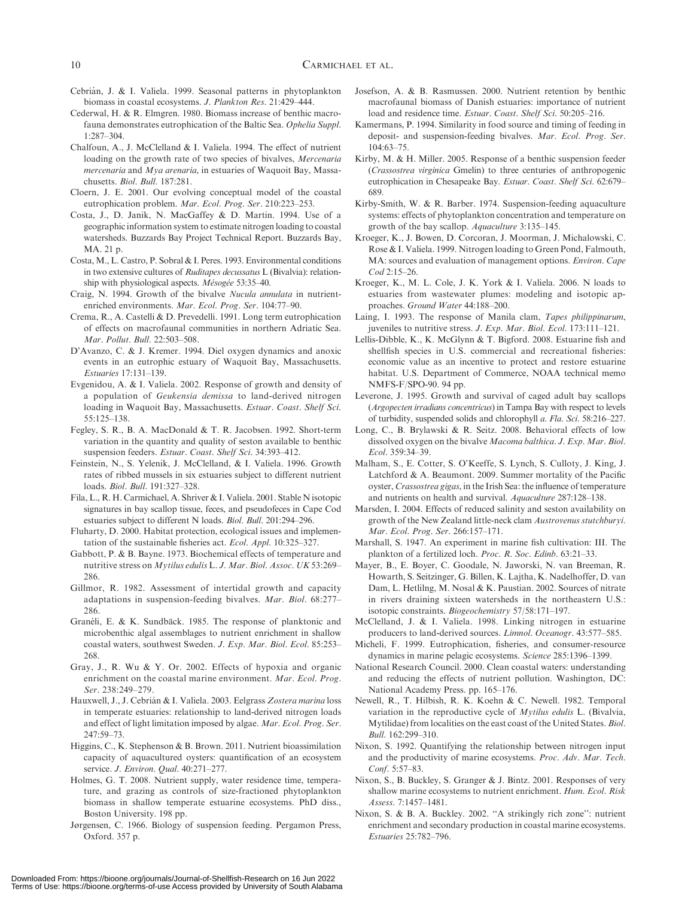Cebrián, J. & I. Valiela. 1999. Seasonal patterns in phytoplankton biomass in coastal ecosystems. *J. Plankton Res.* 21:429–444.

Cederwal, H. & R. Elmgren. 1980. Biomass increase of benthic macrofauna demonstrates eutrophication of the Baltic Sea. *Ophelia Suppl.* 1:287–304.

Chalfoun, A., J. McClelland & I. Valiela. 1994. The effect of nutrient loading on the growth rate of two species of bivalves, *Mercenaria mercenaria* and *Mya arenaria*, in estuaries of Waquoit Bay, Massachusetts. *Biol. Bull.* 187:281.

Cloern, J. E. 2001. Our evolving conceptual model of the coastal eutrophication problem. *Mar. Ecol. Prog. Ser.* 210:223–253.

Costa, J., D. Janik, N. MacGaffey & D. Martin. 1994. Use of a geographic information system to estimate nitrogen loading to coastal watersheds. Buzzards Bay Project Technical Report. Buzzards Bay, MA. 21 p.

Costa, M., L. Castro, P. Sobral & I. Peres. 1993. Environmental conditions in two extensive cultures of *Ruditapes decussatus* L (Bivalvia): relationship with physiological aspects. *Mésogée* 53:35–40.

Craig, N. 1994. Growth of the bivalve *Nucula annulata* in nutrient-enriched environments. *Mar. Ecol. Prog. Ser.* 104:77–90.

Crema, R., A. Castelli & D. Prevedelli. 1991. Long term eutrophication of effects on macrofaunal communities in northern Adriatic Sea. *Mar. Pollut. Bull.* 22:503–508.

D'Avanzo, C. & J. Kremer. 1994. Diel oxygen dynamics and anoxic events in an eutrophic estuary of Waquoit Bay, Massachusetts. *Estuaries* 17:131–139.

Evgenidou, A. & I. Valiela. 2002. Response of growth and density of a population of *Geukensia demissa* to land-derived nitrogen loading in Waquoit Bay, Massachusetts. *Estuar. Coast. Shelf Sci.* 55:125–138.

Fegley, S. R., B. A. MacDonald & T. R. Jacobsen. 1992. Short-term variation in the quantity and quality of seston available to benthic suspension feeders. *Estuar. Coast. Shelf Sci.* 34:393–412.

Feinstein, N., S. Yelenik, J. McClelland, & I. Valiela. 1996. Growth rates of ribbed mussels in six estuaries subject to different nutrient loads. *Biol. Bull.* 191:327–328.

Fila, L., R. H. Carmichael, A. Shriver & I. Valiela. 2001. Stable N isotopic signatures in bay scallop tissue, feces, and pseudofeces in Cape Cod estuaries subject to different N loads. *Biol. Bull.* 201:294–296.

Fluharty, D. 2000. Habitat protection, ecological issues and implementation of the sustainable fisheries act. *Ecol. Appl.* 10:325–327.

Gabbott, P. & B. Bayne. 1973. Biochemical effects of temperature and nutritive stress on *Mytilus edulis* L. *J. Mar. Biol. Assoc. UK* 53:269–286.

Gillmor, R. 1982. Assessment of intertidal growth and capacity adaptations in suspension-feeding bivalves. *Mar. Biol.* 68:277–286.

Granéli, E. & K. Sundbäck. 1985. The response of planktonic and microbenthic algal assemblages to nutrient enrichment in shallow coastal waters, southwest Sweden. *J. Exp. Mar. Biol. Ecol.* 85:253–268.

Gray, J., R. Wu & Y. Or. 2002. Effects of hypoxia and organic enrichment on the coastal marine environment. *Mar. Ecol. Prog. Ser.* 238:249–279.

Hauxwell, J., J. Cebrián & I. Valiela. 2003. Eelgrass *Zostera marina* loss in temperate estuaries: relationship to land-derived nitrogen loads and effect of light limitation imposed by algae. *Mar. Ecol. Prog. Ser.* 247:59–73.

Higgins, C., K. Stephenson & B. Brown. 2011. Nutrient bioassimilation capacity of aquacultured oysters: quantification of an ecosystem service. *J. Environ. Qual.* 40:271–277.

Holmes, G. T. 2008. Nutrient supply, water residence time, temperature, and grazing as controls of size-fractioned phytoplankton biomass in shallow temperate estuarine ecosystems. PhD diss., Boston University. 198 pp.

Jørgensen, C. 1966. Biology of suspension feeding. Pergamon Press, Oxford. 357 p.

Josefson, A. & B. Rasmussen. 2000. Nutrient retention by benthic macrofaunal biomass of Danish estuaries: importance of nutrient load and residence time. *Estuar. Coast. Shelf Sci.* 50:205–216.

Kamermans, P. 1994. Similarity in food source and timing of feeding in deposit- and suspension-feeding bivalves. *Mar. Ecol. Prog. Ser.* 104:63–75.

Kirby, M. & H. Miller. 2005. Response of a benthic suspension feeder (*Crassostrea virginica* Gmelin) to three centuries of anthropogenic eutrophication in Chesapeake Bay. *Estuar. Coast. Shelf Sci.* 62:679–689.

Kirby-Smith, W. & R. Barber. 1974. Suspension-feeding aquaculture systems: effects of phytoplankton concentration and temperature on growth of the bay scallop. *Aquaculture* 3:135–145.

Kroeger, K., J. Bowen, D. Corcoran, J. Moorman, J. Michalowski, C. Rose & I. Valiela. 1999. Nitrogen loading to Green Pond, Falmouth, MA: sources and evaluation of management options. *Environ. Cape Cod* 2:15–26.

Kroeger, K., M. L. Cole, J. K. York & I. Valiela. 2006. N loads to estuaries from wastewater plumes: modeling and isotopic approaches. *Ground Water* 44:188–200.

Laing, I. 1993. The response of Manila clam, *Tapes philippinarum*, juveniles to nutritive stress. *J. Exp. Mar. Biol. Ecol.* 173:111–121.

Lellis-Dibble, K., K. McGlynn & T. Bigford. 2008. Estuarine fish and shellfish species in U.S. commercial and recreational fisheries: economic value as an incentive to protect and restore estuarine habitat. U.S. Department of Commerce, NOAA technical memo NMFS-F/SPO-90. 94 pp.

Leverone, J. 1995. Growth and survival of caged adult bay scallops (*Argopecten irradians concentricus*) in Tampa Bay with respect to levels of turbidity, suspended solids and chlorophyll *a*. *Fla. Sci.* 58:216–227.

Long, C., B. Brylawski & R. Seitz. 2008. Behavioral effects of low dissolved oxygen on the bivalve *Macoma balthica*. *J. Exp. Mar. Biol. Ecol.* 359:34–39.

Malham, S., E. Cotter, S. O'Keeffe, S. Lynch, S. Culloty, J. King, J. Latchford & A. Beaumont. 2009. Summer mortality of the Pacific oyster, *Crassostrea gigas*, in the Irish Sea: the influence of temperature and nutrients on health and survival. *Aquaculture* 287:128–138.

Marsden, I. 2004. Effects of reduced salinity and seston availability on growth of the New Zealand little-neck clam *Austrovenus stutchburyi*. *Mar. Ecol. Prog. Ser.* 266:157–171.

Marshall, S. 1947. An experiment in marine fish cultivation: III. The plankton of a fertilized loch. *Proc. R. Soc. Edinb.* 63:21–33.

Mayer, B., E. Boyer, C. Goodale, N. Jaworski, N. van Breeman, R. Howarth, S. Seitzinger, G. Billen, K. Lajtha, K. Nadelhoffer, D. van Dam, L. Hetlilng, M. Nosal & K. Paustian. 2002. Sources of nitrate in rivers draining sixteen watersheds in the northeastern U.S.: isotopic constraints. *Biogeochemistry* 57/58:171–197.

McClelland, J. & I. Valiela. 1998. Linking nitrogen in estuarine producers to land-derived sources. *Limnol. Oceanogr.* 43:577–585.

Micheli, F. 1999. Eutrophication, fisheries, and consumer-resource dynamics in marine pelagic ecosystems. *Science* 285:1396–1399.

National Research Council. 2000. Clean coastal waters: understanding and reducing the effects of nutrient pollution. Washington, DC: National Academy Press. pp. 165–176.

Newell, R., T. Hilbish, R. K. Koehn & C. Newell. 1982. Temporal variation in the reproductive cycle of *Mytilus edulis* L. (Bivalvia, Mytilidae) from localities on the east coast of the United States. *Biol. Bull.* 162:299–310.

Nixon, S. 1992. Quantifying the relationship between nitrogen input and the productivity of marine ecosystems. *Proc. Adv. Mar. Tech. Conf.* 5:57–83.

Nixon, S., B. Buckley, S. Granger & J. Bintz. 2001. Responses of very shallow marine ecosystems to nutrient enrichment. *Hum. Ecol. Risk Assess.* 7:1457–1481.

Nixon, S. & B. A. Buckley. 2002. "A strikingly rich zone": nutrient enrichment and secondary production in coastal marine ecosystems. *Estuaries* 25:782–796.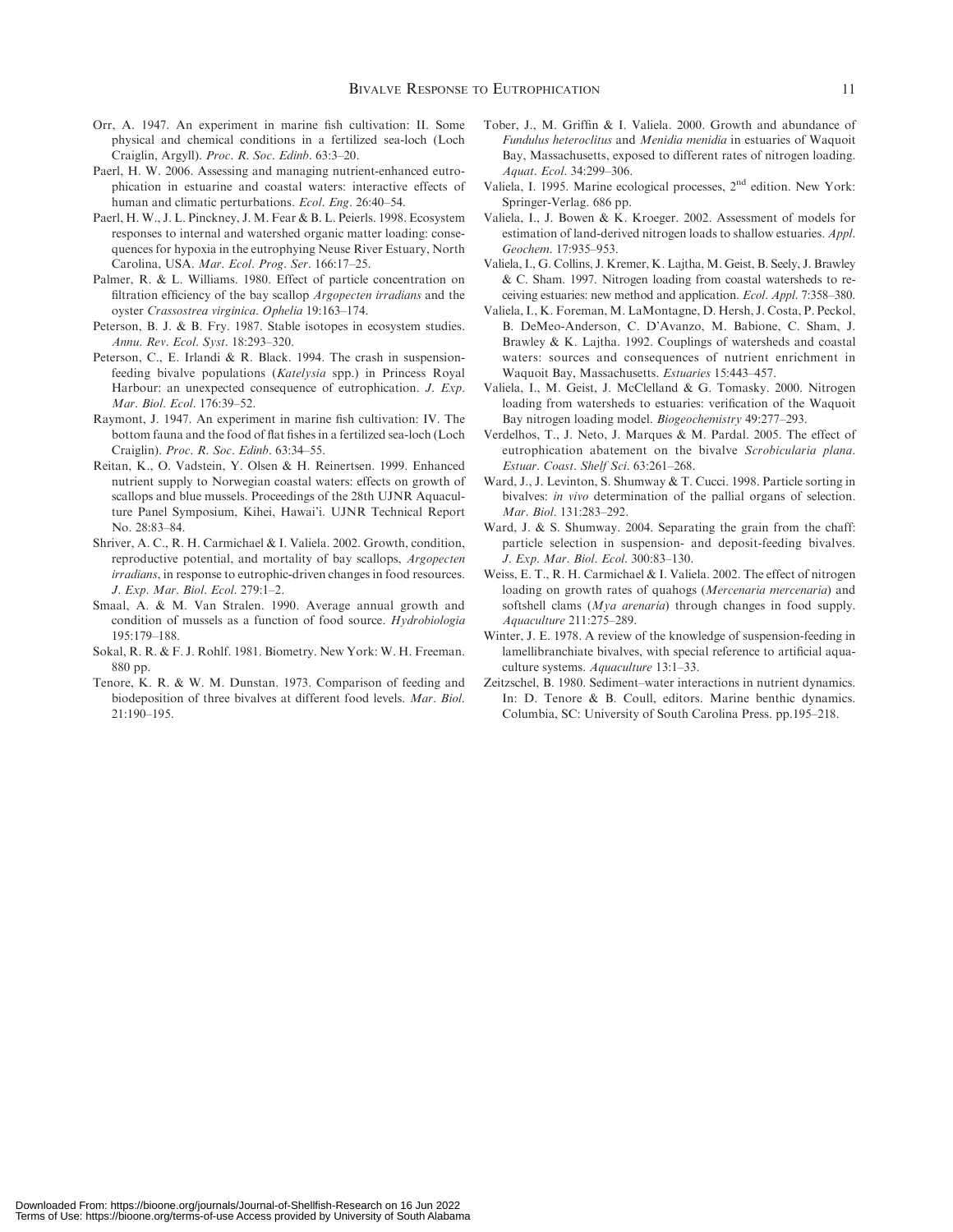Orr, A. 1947. An experiment in marine fish cultivation: II. Some physical and chemical conditions in a fertilized sea-loch (Loch Craiglin, Argyll). *Proc. R. Soc. Edinb.* 63:3–20.

Paerl, H. W. 2006. Assessing and managing nutrient-enhanced eutrophication in estuarine and coastal waters: interactive effects of human and climatic perturbations. *Ecol. Eng.* 26:40–54.

Paerl, H. W., J. L. Pinckney, J. M. Fear & B. L. Peierls. 1998. Ecosystem responses to internal and watershed organic matter loading: consequences for hypoxia in the eutrophying Neuse River Estuary, North Carolina, USA. *Mar. Ecol. Prog. Ser.* 166:17–25.

Palmer, R. & L. Williams. 1980. Effect of particle concentration on filtration efficiency of the bay scallop *Argopecten irradians* and the oyster *Crassostrea virginica*. *Ophelia* 19:163–174.

Peterson, B. J. & B. Fry. 1987. Stable isotopes in ecosystem studies. *Annu. Rev. Ecol. Syst.* 18:293–320.

Peterson, C., E. Irlandi & R. Black. 1994. The crash in suspension-feeding bivalve populations (*Katelysia* spp.) in Princess Royal Harbour: an unexpected consequence of eutrophication. *J. Exp. Mar. Biol. Ecol.* 176:39–52.

Raymont, J. 1947. An experiment in marine fish cultivation: IV. The bottom fauna and the food of flat fishes in a fertilized sea-loch (Loch Craiglin). *Proc. R. Soc. Edinb.* 63:34–55.

Reitan, K., O. Vadstein, Y. Olsen & H. Reinertsen. 1999. Enhanced nutrient supply to Norwegian coastal waters: effects on growth of scallops and blue mussels. Proceedings of the 28th UJNR Aquaculture Panel Symposium, Kihei, Hawai'i. UJNR Technical Report No. 28:83–84.

Shriver, A. C., R. H. Carmichael & I. Valiela. 2002. Growth, condition, reproductive potential, and mortality of bay scallops, *Argopecten irradians*, in response to eutrophic-driven changes in food resources. *J. Exp. Mar. Biol. Ecol.* 279:1–2.

Smaal, A. & M. Van Stralen. 1990. Average annual growth and condition of mussels as a function of food source. *Hydrobiologia* 195:179–188.

Sokal, R. R. & F. J. Rohlf. 1981. Biometry. New York: W. H. Freeman. 880 pp.

Tenore, K. R. & W. M. Dunstan. 1973. Comparison of feeding and biodeposition of three bivalves at different food levels. *Mar. Biol.* 21:190–195.

Tober, J., M. Griffin & I. Valiela. 2000. Growth and abundance of *Fundulus heteroclitus* and *Menidia menidia* in estuaries of Waquoit Bay, Massachusetts, exposed to different rates of nitrogen loading. *Aquat. Ecol.* 34:299–306.

Valiela, I. 1995. Marine ecological processes, 2nd edition. New York: Springer-Verlag. 686 pp.

Valiela, I., J. Bowen & K. Kroeger. 2002. Assessment of models for estimation of land-derived nitrogen loads to shallow estuaries. *Appl. Geochem.* 17:935–953.

Valiela, I., G. Collins, J. Kremer, K. Lajtha, M. Geist, B. Seely, J. Brawley & C. Sham. 1997. Nitrogen loading from coastal watersheds to receiving estuaries: new method and application. *Ecol. Appl.* 7:358–380.

Valiela, I., K. Foreman, M. LaMontagne, D. Hersh, J. Costa, P. Peckol, B. DeMeo-Anderson, C. D'Avanzo, M. Babione, C. Sham, J. Brawley & K. Lajtha. 1992. Couplings of watersheds and coastal waters: sources and consequences of nutrient enrichment in Waquoit Bay, Massachusetts. *Estuaries* 15:443–457.

Valiela, I., M. Geist, J. McClelland & G. Tomasky. 2000. Nitrogen loading from watersheds to estuaries: verification of the Waquoit Bay nitrogen loading model. *Biogeochemistry* 49:277–293.

Verdelhos, T., J. Neto, J. Marques & M. Pardal. 2005. The effect of eutrophication abatement on the bivalve *Scrobicularia plana*. *Estuar. Coast. Shelf Sci.* 63:261–268.

Ward, J., J. Levinton, S. Shumway & T. Cucci. 1998. Particle sorting in bivalves: *in vivo* determination of the pallial organs of selection. *Mar. Biol.* 131:283–292.

Ward, J. & S. Shumway. 2004. Separating the grain from the chaff: particle selection in suspension- and deposit-feeding bivalves. *J. Exp. Mar. Biol. Ecol.* 300:83–130.

Weiss, E. T., R. H. Carmichael & I. Valiela. 2002. The effect of nitrogen loading on growth rates of quahogs (*Mercenaria mercenaria*) and softshell clams (*Mya arenaria*) through changes in food supply. *Aquaculture* 211:275–289.

Winter, J. E. 1978. A review of the knowledge of suspension-feeding in lamellibranchiate bivalves, with special reference to artificial aquaculture systems. *Aquaculture* 13:1–33.

Zeitzschel, B. 1980. Sediment–water interactions in nutrient dynamics. In: D. Tenore & B. Coull, editors. Marine benthic dynamics. Columbia, SC: University of South Carolina Press. pp.195–218.